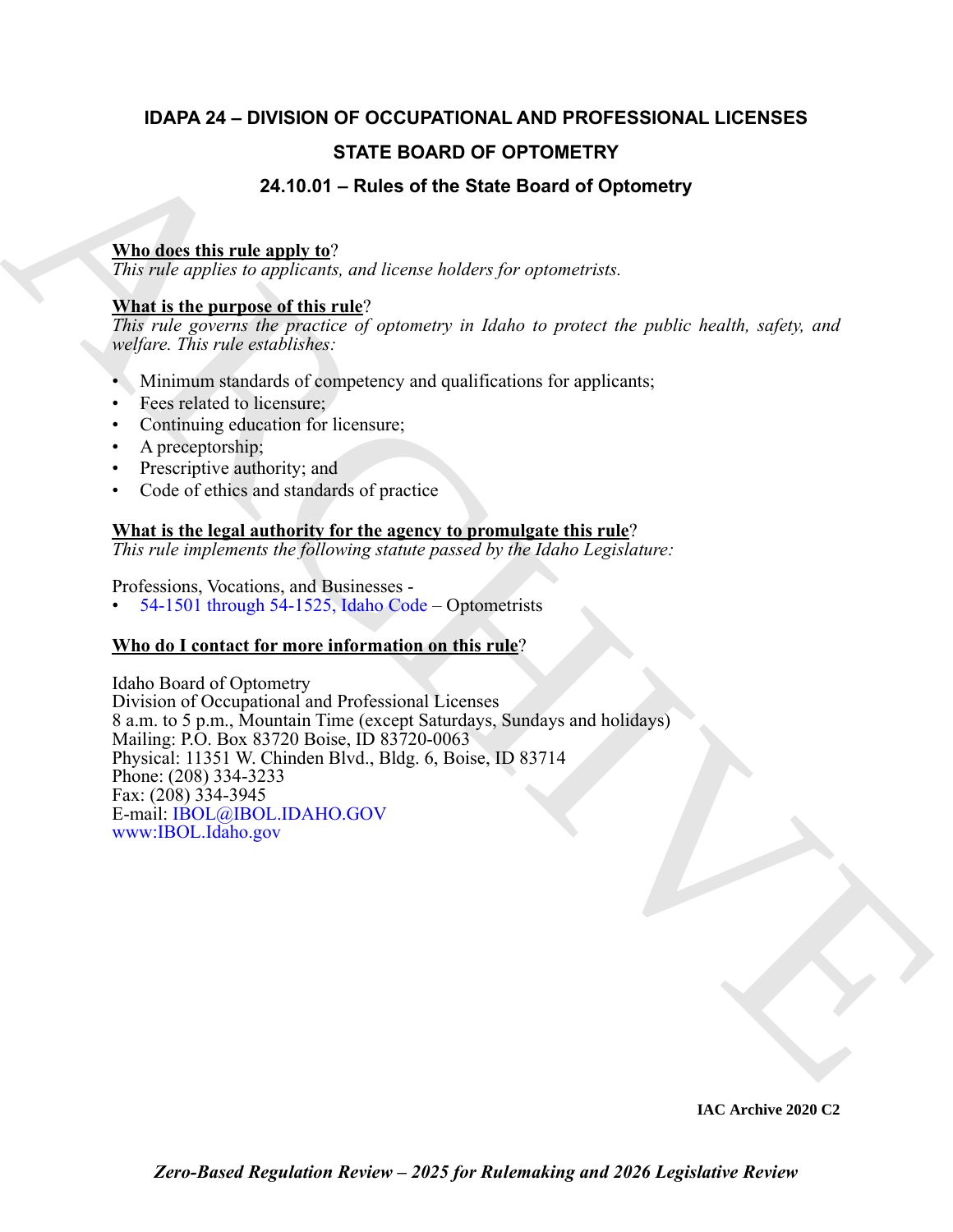# IDAPA 24 – DIVISION OF OCCUPATIONAL AND PROFESSIONAL LICENSES

## STATE BOARD OF OPTOMETRY

## 24.10.01 – Rules of the State Board of Optometry

**Who does this rule apply to?**

*This rule applies to applicants, and license holders for optometrists.*

**What is the purpose of this rule?**

*This rule governs the practice of optometry in Idaho to protect the public health, safety, and welfare. This rule establishes:*

- Minimum standards of competency and qualifications for applicants;
- Fees related to licensure;
- Continuing education for licensure;
- A preceptorship;
- Prescriptive authority; and
- Code of ethics and standards of practice

**What is the legal authority for the agency to promulgate this rule?**

*This rule implements the following statute passed by the Idaho Legislature:*

Professions, Vocations, and Businesses -

- 54-1501 through 54-1525, Idaho Code – Optometrists

**Who do I contact for more information on this rule?**

Idaho Board of Optometry
Division of Occupational and Professional Licenses
8 a.m. to 5 p.m., Mountain Time (except Saturdays, Sundays and holidays)
Mailing: P.O. Box 83720 Boise, ID 83720-0063
Physical: 11351 W. Chinden Blvd., Bldg. 6, Boise, ID 83714
Phone: (208) 334-3233
Fax: (208) 334-3945
E-mail: IBOL@IBOL.IDAHO.GOV
www:IBOL.Idaho.gov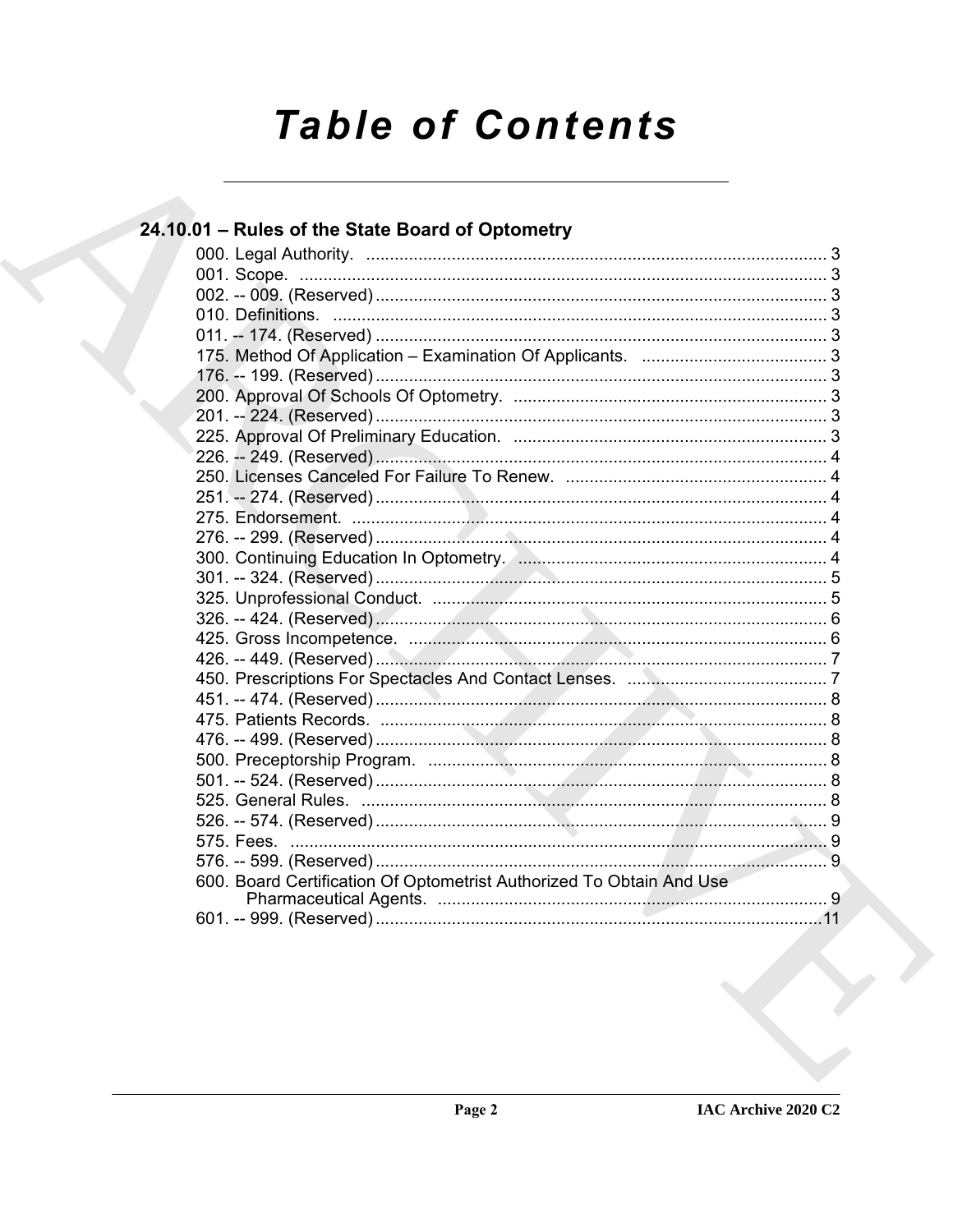# Table of Contents

## 24.10.01 – Rules of the State Board of Optometry

000. Legal Authority. ........ 3
001. Scope. ........ 3
002. -- 009. (Reserved) ........ 3
010. Definitions. ........ 3
011. -- 174. (Reserved) ........ 3
175. Method Of Application – Examination Of Applicants. ........ 3
176. -- 199. (Reserved) ........ 3
200. Approval Of Schools Of Optometry. ........ 3
201. -- 224. (Reserved) ........ 3
225. Approval Of Preliminary Education. ........ 3
226. -- 249. (Reserved) ........ 4
250. Licenses Canceled For Failure To Renew. ........ 4
251. -- 274. (Reserved) ........ 4
275. Endorsement. ........ 4
276. -- 299. (Reserved) ........ 4
300. Continuing Education In Optometry. ........ 4
301. -- 324. (Reserved) ........ 5
325. Unprofessional Conduct. ........ 5
326. -- 424. (Reserved) ........ 6
425. Gross Incompetence. ........ 6
426. -- 449. (Reserved) ........ 7
450. Prescriptions For Spectacles And Contact Lenses. ........ 7
451. -- 474. (Reserved) ........ 8
475. Patients Records. ........ 8
476. -- 499. (Reserved) ........ 8
500. Preceptorship Program. ........ 8
501. -- 524. (Reserved) ........ 8
525. General Rules. ........ 8
526. -- 574. (Reserved) ........ 9
575. Fees. ........ 9
576. -- 599. (Reserved) ........ 9
600. Board Certification Of Optometrist Authorized To Obtain And Use Pharmaceutical Agents. ........ 9
601. -- 999. (Reserved) ........ 11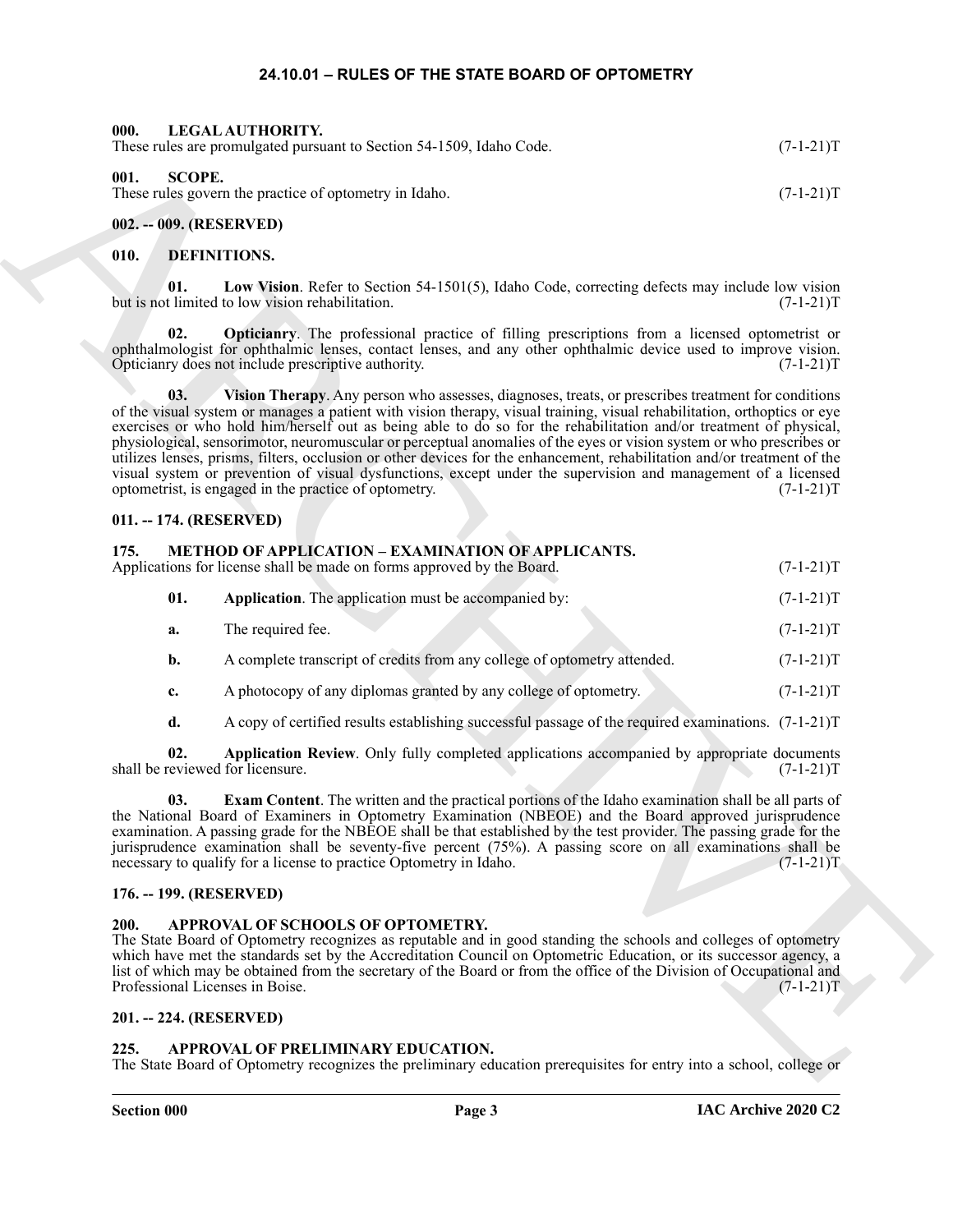# 24.10.01 – RULES OF THE STATE BOARD OF OPTOMETRY

## 000. LEGAL AUTHORITY.

These rules are promulgated pursuant to Section 54-1509, Idaho Code. (7-1-21)T

## 001. SCOPE.

These rules govern the practice of optometry in Idaho. (7-1-21)T

## 002. -- 009. (RESERVED)

## 010. DEFINITIONS.

**01. Low Vision**. Refer to Section 54-1501(5), Idaho Code, correcting defects may include low vision but is not limited to low vision rehabilitation. (7-1-21)T

**02. Opticianry**. The professional practice of filling prescriptions from a licensed optometrist or ophthalmologist for ophthalmic lenses, contact lenses, and any other ophthalmic device used to improve vision. Opticianry does not include prescriptive authority. (7-1-21)T

**03. Vision Therapy**. Any person who assesses, diagnoses, treats, or prescribes treatment for conditions of the visual system or manages a patient with vision therapy, visual training, visual rehabilitation, orthoptics or eye exercises or who hold him/herself out as being able to do so for the rehabilitation and/or treatment of physical, physiological, sensorimotor, neuromuscular or perceptual anomalies of the eyes or vision system or who prescribes or utilizes lenses, prisms, filters, occlusion or other devices for the enhancement, rehabilitation and/or treatment of the visual system or prevention of visual dysfunctions, except under the supervision and management of a licensed optometrist, is engaged in the practice of optometry. (7-1-21)T

## 011. -- 174. (RESERVED)

## 175. METHOD OF APPLICATION – EXAMINATION OF APPLICANTS.

Applications for license shall be made on forms approved by the Board. (7-1-21)T

**01. Application**. The application must be accompanied by: (7-1-21)T

**a.** The required fee. (7-1-21)T

**b.** A complete transcript of credits from any college of optometry attended. (7-1-21)T

**c.** A photocopy of any diplomas granted by any college of optometry. (7-1-21)T

**d.** A copy of certified results establishing successful passage of the required examinations. (7-1-21)T

**02. Application Review**. Only fully completed applications accompanied by appropriate documents shall be reviewed for licensure. (7-1-21)T

**03. Exam Content**. The written and the practical portions of the Idaho examination shall be all parts of the National Board of Examiners in Optometry Examination (NBEOE) and the Board approved jurisprudence examination. A passing grade for the NBEOE shall be that established by the test provider. The passing grade for the jurisprudence examination shall be seventy-five percent (75%). A passing score on all examinations shall be necessary to qualify for a license to practice Optometry in Idaho. (7-1-21)T

## 176. -- 199. (RESERVED)

## 200. APPROVAL OF SCHOOLS OF OPTOMETRY.

The State Board of Optometry recognizes as reputable and in good standing the schools and colleges of optometry which have met the standards set by the Accreditation Council on Optometric Education, or its successor agency, a list of which may be obtained from the secretary of the Board or from the office of the Division of Occupational and Professional Licenses in Boise. (7-1-21)T

## 201. -- 224. (RESERVED)

## 225. APPROVAL OF PRELIMINARY EDUCATION.

The State Board of Optometry recognizes the preliminary education prerequisites for entry into a school, college or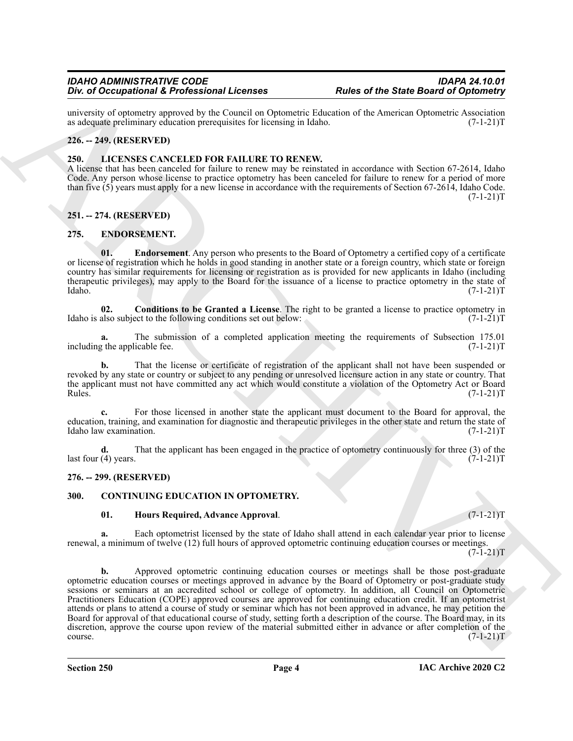university of optometry approved by the Council on Optometric Education of the American Optometric Association as adequate preliminary education prerequisites for licensing in Idaho. (7-1-21)T

### 226. -- 249. (RESERVED)

### 250. LICENSES CANCELED FOR FAILURE TO RENEW.

A license that has been canceled for failure to renew may be reinstated in accordance with Section 67-2614, Idaho Code. Any person whose license to practice optometry has been canceled for failure to renew for a period of more than five (5) years must apply for a new license in accordance with the requirements of Section 67-2614, Idaho Code. (7-1-21)T

### 251. -- 274. (RESERVED)

### 275. ENDORSEMENT.

**01. Endorsement**. Any person who presents to the Board of Optometry a certified copy of a certificate or license of registration which he holds in good standing in another state or a foreign country, which state or foreign country has similar requirements for licensing or registration as is provided for new applicants in Idaho (including therapeutic privileges), may apply to the Board for the issuance of a license to practice optometry in the state of Idaho. (7-1-21)T

**02. Conditions to be Granted a License**. The right to be granted a license to practice optometry in Idaho is also subject to the following conditions set out below: (7-1-21)T

**a.** The submission of a completed application meeting the requirements of Subsection 175.01 including the applicable fee. (7-1-21)T

**b.** That the license or certificate of registration of the applicant shall not have been suspended or revoked by any state or country or subject to any pending or unresolved licensure action in any state or country. That the applicant must not have committed any act which would constitute a violation of the Optometry Act or Board Rules. (7-1-21)T

**c.** For those licensed in another state the applicant must document to the Board for approval, the education, training, and examination for diagnostic and therapeutic privileges in the other state and return the state of Idaho law examination. (7-1-21)T

**d.** That the applicant has been engaged in the practice of optometry continuously for three (3) of the last four (4) years. (7-1-21)T

### 276. -- 299. (RESERVED)

### 300. CONTINUING EDUCATION IN OPTOMETRY.

**01. Hours Required, Advance Approval**. (7-1-21)T

**a.** Each optometrist licensed by the state of Idaho shall attend in each calendar year prior to license renewal, a minimum of twelve (12) full hours of approved optometric continuing education courses or meetings. (7-1-21)T

**b.** Approved optometric continuing education courses or meetings shall be those post-graduate optometric education courses or meetings approved in advance by the Board of Optometry or post-graduate study sessions or seminars at an accredited school or college of optometry. In addition, all Council on Optometric Practitioners Education (COPE) approved courses are approved for continuing education credit. If an optometrist attends or plans to attend a course of study or seminar which has not been approved in advance, he may petition the Board for approval of that educational course of study, setting forth a description of the course. The Board may, in its discretion, approve the course upon review of the material submitted either in advance or after completion of the course. (7-1-21)T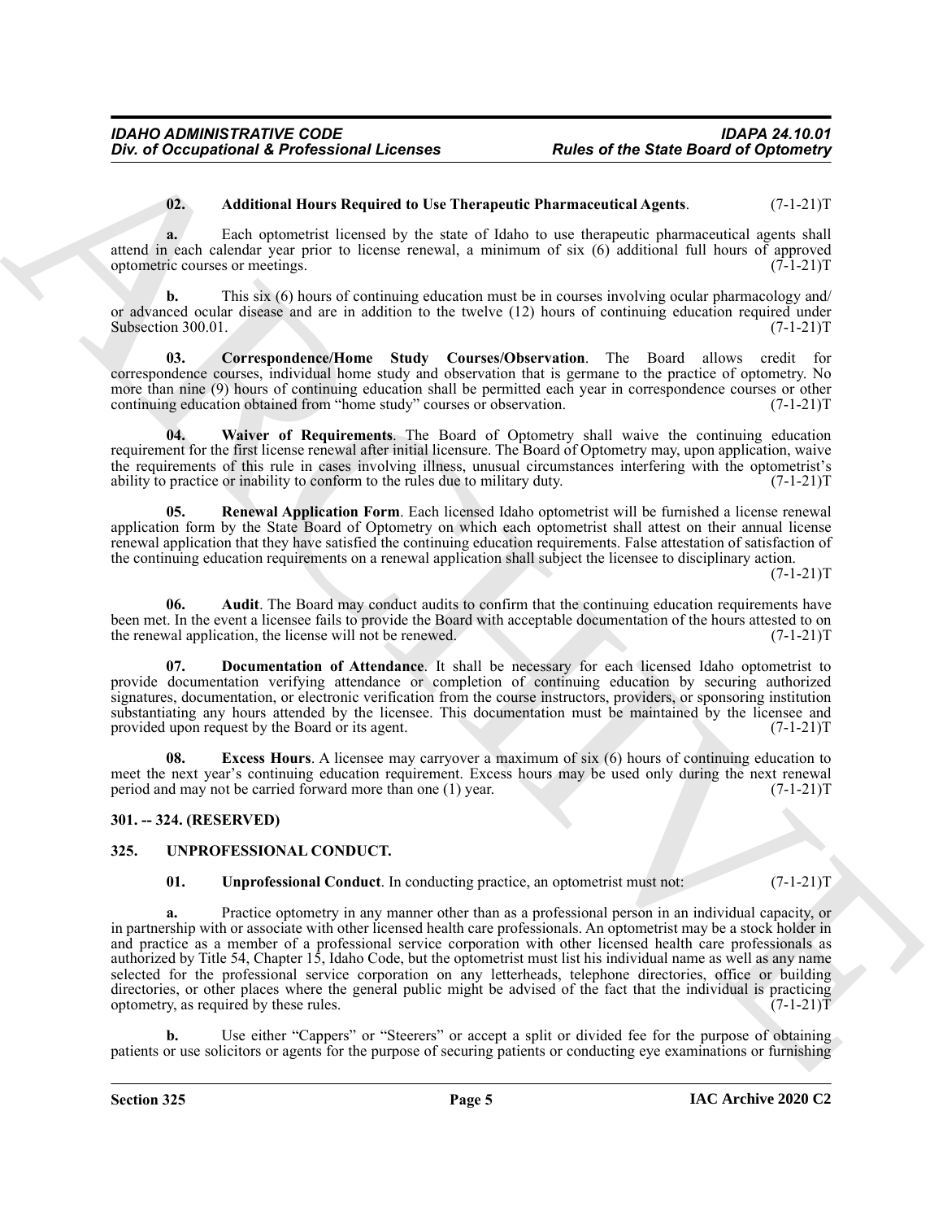**02. Additional Hours Required to Use Therapeutic Pharmaceutical Agents**. (7-1-21)T

**a.** Each optometrist licensed by the state of Idaho to use therapeutic pharmaceutical agents shall attend in each calendar year prior to license renewal, a minimum of six (6) additional full hours of approved optometric courses or meetings. (7-1-21)T

**b.** This six (6) hours of continuing education must be in courses involving ocular pharmacology and/or advanced ocular disease and are in addition to the twelve (12) hours of continuing education required under Subsection 300.01. (7-1-21)T

**03. Correspondence/Home Study Courses/Observation**. The Board allows credit for correspondence courses, individual home study and observation that is germane to the practice of optometry. No more than nine (9) hours of continuing education shall be permitted each year in correspondence courses or other continuing education obtained from "home study" courses or observation. (7-1-21)T

**04. Waiver of Requirements**. The Board of Optometry shall waive the continuing education requirement for the first license renewal after initial licensure. The Board of Optometry may, upon application, waive the requirements of this rule in cases involving illness, unusual circumstances interfering with the optometrist's ability to practice or inability to conform to the rules due to military duty. (7-1-21)T

**05. Renewal Application Form**. Each licensed Idaho optometrist will be furnished a license renewal application form by the State Board of Optometry on which each optometrist shall attest on their annual license renewal application that they have satisfied the continuing education requirements. False attestation of satisfaction of the continuing education requirements on a renewal application shall subject the licensee to disciplinary action. (7-1-21)T

**06. Audit**. The Board may conduct audits to confirm that the continuing education requirements have been met. In the event a licensee fails to provide the Board with acceptable documentation of the hours attested to on the renewal application, the license will not be renewed. (7-1-21)T

**07. Documentation of Attendance**. It shall be necessary for each licensed Idaho optometrist to provide documentation verifying attendance or completion of continuing education by securing authorized signatures, documentation, or electronic verification from the course instructors, providers, or sponsoring institution substantiating any hours attended by the licensee. This documentation must be maintained by the licensee and provided upon request by the Board or its agent. (7-1-21)T

**08. Excess Hours**. A licensee may carryover a maximum of six (6) hours of continuing education to meet the next year's continuing education requirement. Excess hours may be used only during the next renewal period and may not be carried forward more than one (1) year. (7-1-21)T

## 301. -- 324. (RESERVED)

## 325. UNPROFESSIONAL CONDUCT.

**01. Unprofessional Conduct**. In conducting practice, an optometrist must not: (7-1-21)T

**a.** Practice optometry in any manner other than as a professional person in an individual capacity, or in partnership with or associate with other licensed health care professionals. An optometrist may be a stock holder in and practice as a member of a professional service corporation with other licensed health care professionals as authorized by Title 54, Chapter 15, Idaho Code, but the optometrist must list his individual name as well as any name selected for the professional service corporation on any letterheads, telephone directories, office or building directories, or other places where the general public might be advised of the fact that the individual is practicing optometry, as required by these rules. (7-1-21)T

**b.** Use either "Cappers" or "Steerers" or accept a split or divided fee for the purpose of obtaining patients or use solicitors or agents for the purpose of securing patients or conducting eye examinations or furnishing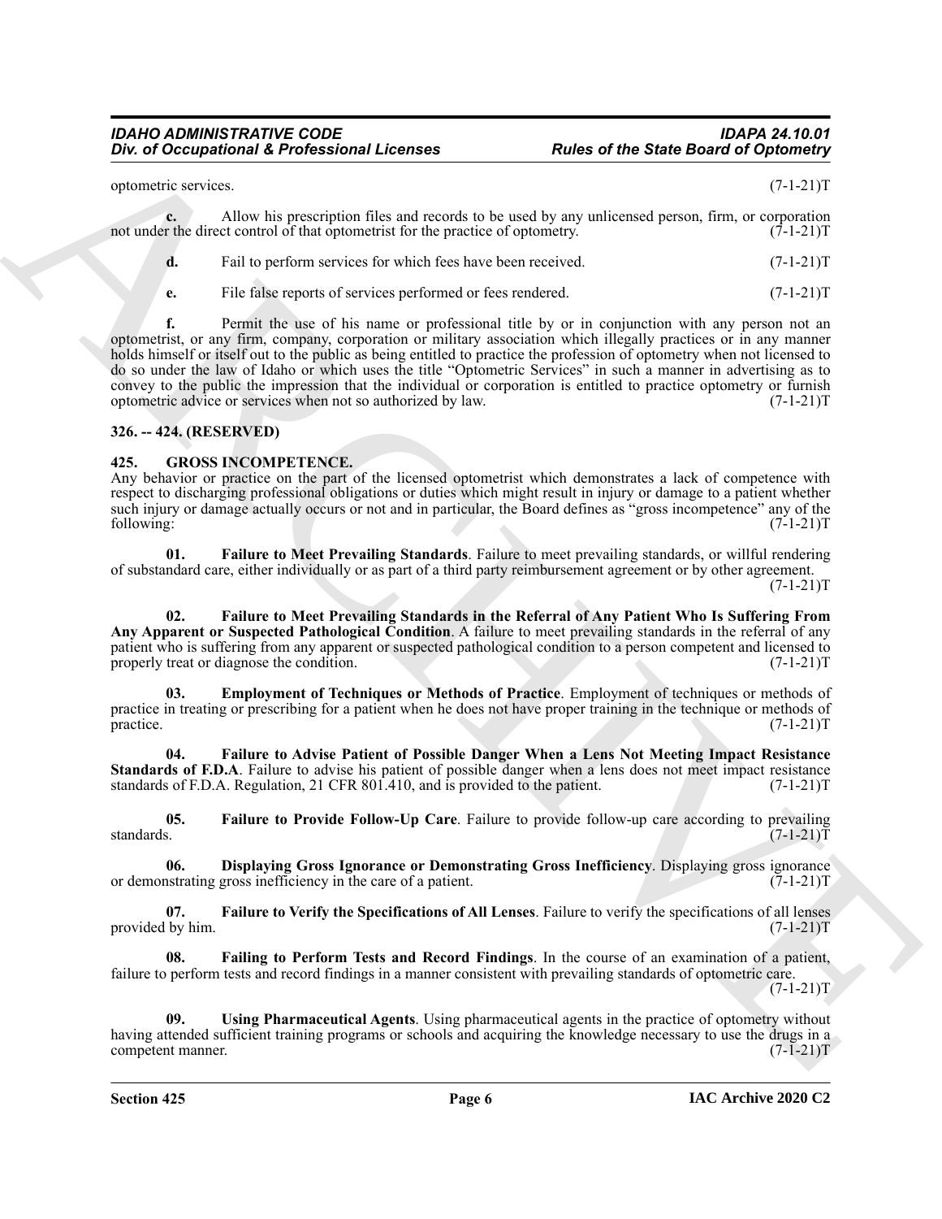optometric services. (7-1-21)T

**c.** Allow his prescription files and records to be used by any unlicensed person, firm, or corporation not under the direct control of that optometrist for the practice of optometry. (7-1-21)T

**d.** Fail to perform services for which fees have been received. (7-1-21)T

**e.** File false reports of services performed or fees rendered. (7-1-21)T

**f.** Permit the use of his name or professional title by or in conjunction with any person not an optometrist, or any firm, company, corporation or military association which illegally practices or in any manner holds himself or itself out to the public as being entitled to practice the profession of optometry when not licensed to do so under the law of Idaho or which uses the title "Optometric Services" in such a manner in advertising as to convey to the public the impression that the individual or corporation is entitled to practice optometry or furnish optometric advice or services when not so authorized by law. (7-1-21)T

### 326. -- 424. (RESERVED)

### 425. GROSS INCOMPETENCE.

Any behavior or practice on the part of the licensed optometrist which demonstrates a lack of competence with respect to discharging professional obligations or duties which might result in injury or damage to a patient whether such injury or damage actually occurs or not and in particular, the Board defines as "gross incompetence" any of the following: (7-1-21)T

**01. Failure to Meet Prevailing Standards**. Failure to meet prevailing standards, or willful rendering of substandard care, either individually or as part of a third party reimbursement agreement or by other agreement. (7-1-21)T

**02. Failure to Meet Prevailing Standards in the Referral of Any Patient Who Is Suffering From Any Apparent or Suspected Pathological Condition**. A failure to meet prevailing standards in the referral of any patient who is suffering from any apparent or suspected pathological condition to a person competent and licensed to properly treat or diagnose the condition. (7-1-21)T

**03. Employment of Techniques or Methods of Practice**. Employment of techniques or methods of practice in treating or prescribing for a patient when he does not have proper training in the technique or methods of practice. (7-1-21)T

**04. Failure to Advise Patient of Possible Danger When a Lens Not Meeting Impact Resistance Standards of F.D.A**. Failure to advise his patient of possible danger when a lens does not meet impact resistance standards of F.D.A. Regulation, 21 CFR 801.410, and is provided to the patient. (7-1-21)T

**05. Failure to Provide Follow-Up Care**. Failure to provide follow-up care according to prevailing standards. (7-1-21)T

**06. Displaying Gross Ignorance or Demonstrating Gross Inefficiency**. Displaying gross ignorance or demonstrating gross inefficiency in the care of a patient. (7-1-21)T

**07. Failure to Verify the Specifications of All Lenses**. Failure to verify the specifications of all lenses provided by him. (7-1-21)T

**08. Failing to Perform Tests and Record Findings**. In the course of an examination of a patient, failure to perform tests and record findings in a manner consistent with prevailing standards of optometric care. (7-1-21)T

**09. Using Pharmaceutical Agents**. Using pharmaceutical agents in the practice of optometry without having attended sufficient training programs or schools and acquiring the knowledge necessary to use the drugs in a competent manner. (7-1-21)T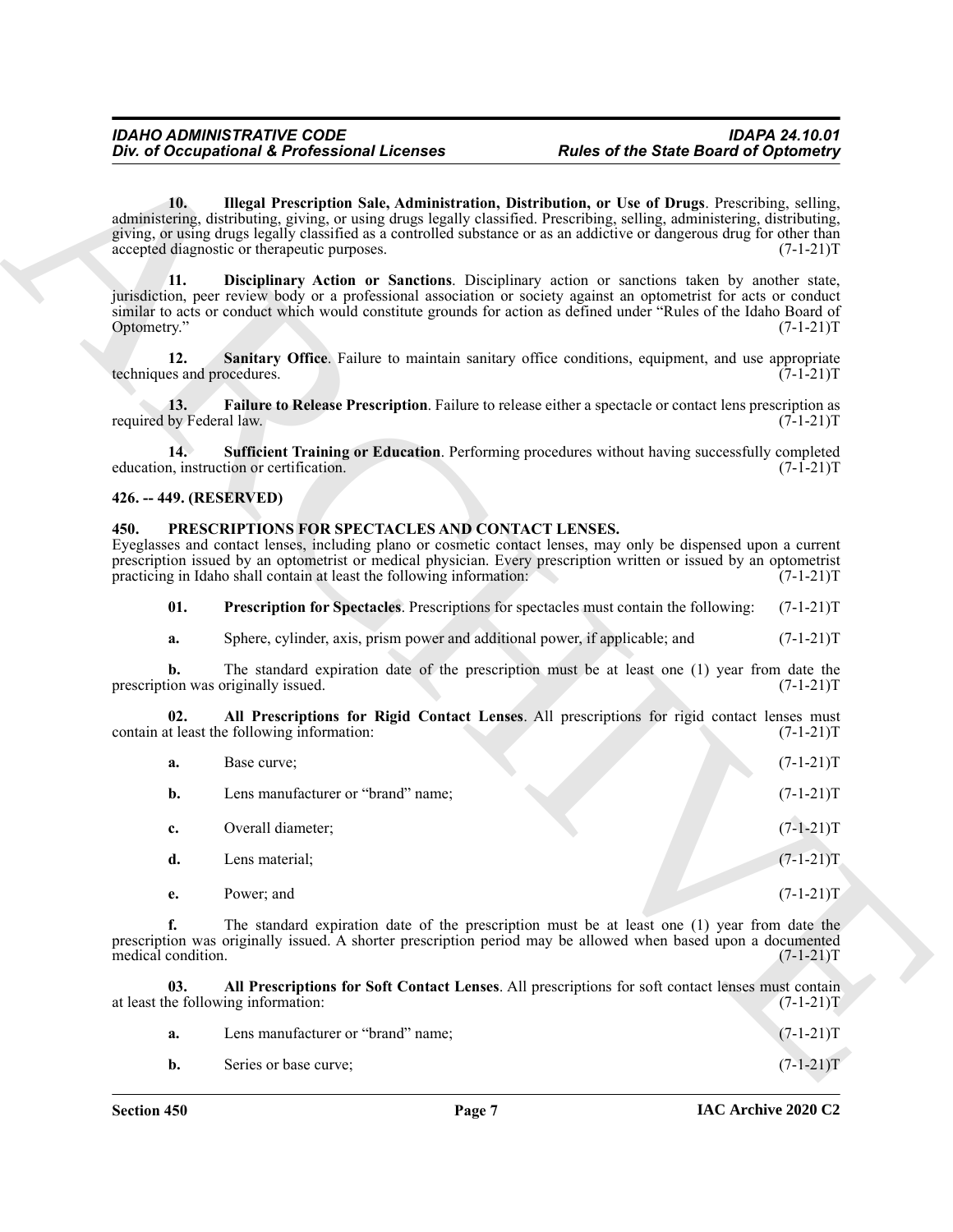**10. Illegal Prescription Sale, Administration, Distribution, or Use of Drugs**. Prescribing, selling, administering, distributing, giving, or using drugs legally classified. Prescribing, selling, administering, distributing, giving, or using drugs legally classified as a controlled substance or as an addictive or dangerous drug for other than accepted diagnostic or therapeutic purposes. (7-1-21)T

**11. Disciplinary Action or Sanctions**. Disciplinary action or sanctions taken by another state, jurisdiction, peer review body or a professional association or society against an optometrist for acts or conduct similar to acts or conduct which would constitute grounds for action as defined under "Rules of the Idaho Board of Optometry." (7-1-21)T

**12. Sanitary Office**. Failure to maintain sanitary office conditions, equipment, and use appropriate techniques and procedures. (7-1-21)T

**13. Failure to Release Prescription**. Failure to release either a spectacle or contact lens prescription as required by Federal law. (7-1-21)T

**14. Sufficient Training or Education**. Performing procedures without having successfully completed education, instruction or certification. (7-1-21)T

## 426. -- 449. (RESERVED)

## 450. PRESCRIPTIONS FOR SPECTACLES AND CONTACT LENSES.

Eyeglasses and contact lenses, including plano or cosmetic contact lenses, may only be dispensed upon a current prescription issued by an optometrist or medical physician. Every prescription written or issued by an optometrist practicing in Idaho shall contain at least the following information: (7-1-21)T

**01. Prescription for Spectacles**. Prescriptions for spectacles must contain the following: (7-1-21)T

**a.** Sphere, cylinder, axis, prism power and additional power, if applicable; and (7-1-21)T

**b.** The standard expiration date of the prescription must be at least one (1) year from date the prescription was originally issued. (7-1-21)T

**02. All Prescriptions for Rigid Contact Lenses**. All prescriptions for rigid contact lenses must contain at least the following information: (7-1-21)T

**a.** Base curve; (7-1-21)T

**b.** Lens manufacturer or "brand" name; (7-1-21)T

**c.** Overall diameter; (7-1-21)T

**d.** Lens material; (7-1-21)T

**e.** Power; and (7-1-21)T

**f.** The standard expiration date of the prescription must be at least one (1) year from date the prescription was originally issued. A shorter prescription period may be allowed when based upon a documented medical condition. (7-1-21)T

**03. All Prescriptions for Soft Contact Lenses**. All prescriptions for soft contact lenses must contain at least the following information: (7-1-21)T

**a.** Lens manufacturer or "brand" name; (7-1-21)T

**b.** Series or base curve; (7-1-21)T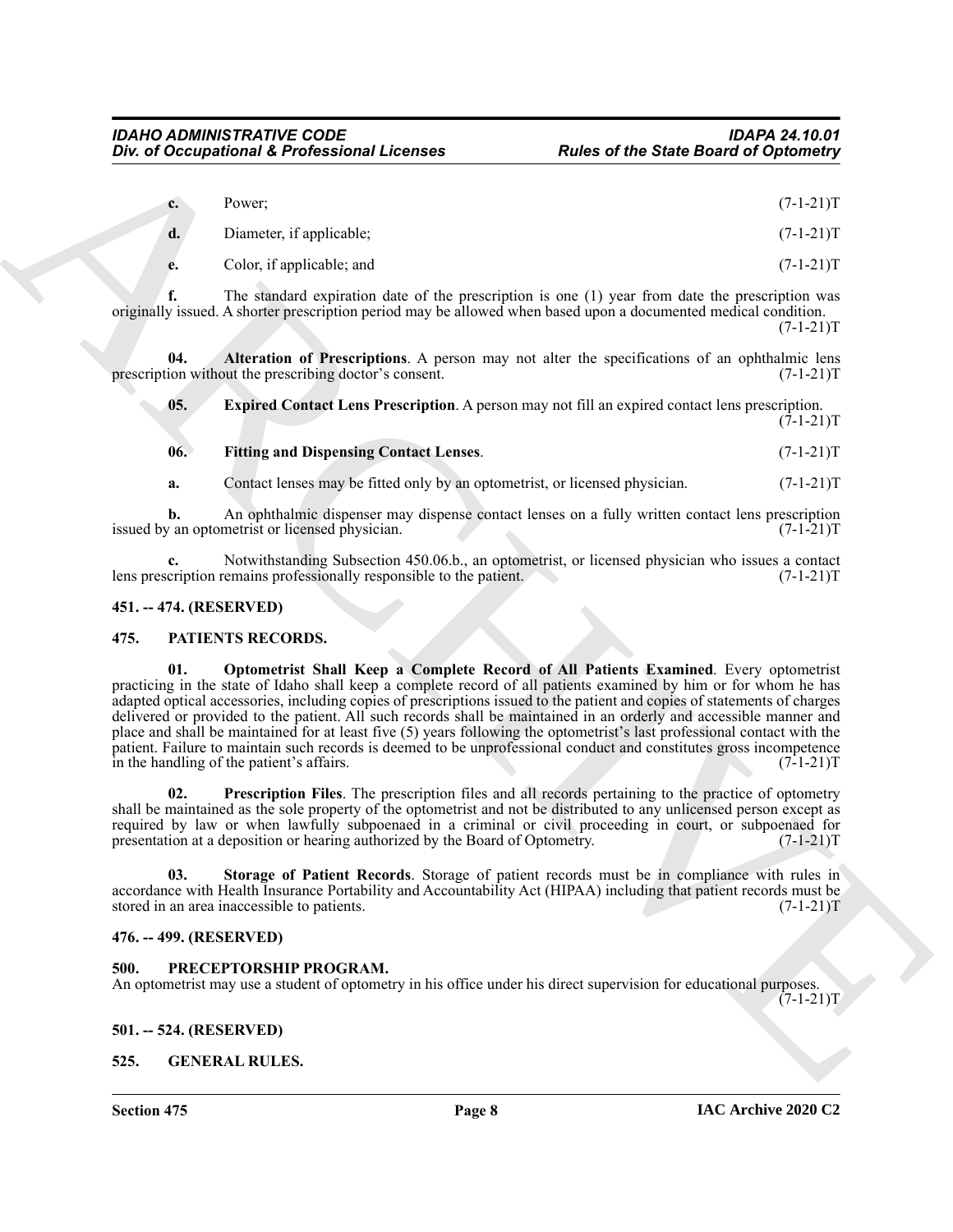**c.** Power; (7-1-21)T

**d.** Diameter, if applicable; (7-1-21)T

**e.** Color, if applicable; and (7-1-21)T

**f.** The standard expiration date of the prescription is one (1) year from date the prescription was originally issued. A shorter prescription period may be allowed when based upon a documented medical condition. (7-1-21)T

**04. Alteration of Prescriptions**. A person may not alter the specifications of an ophthalmic lens prescription without the prescribing doctor's consent. (7-1-21)T

**05. Expired Contact Lens Prescription**. A person may not fill an expired contact lens prescription. (7-1-21)T

**06. Fitting and Dispensing Contact Lenses**. (7-1-21)T

**a.** Contact lenses may be fitted only by an optometrist, or licensed physician. (7-1-21)T

**b.** An ophthalmic dispenser may dispense contact lenses on a fully written contact lens prescription issued by an optometrist or licensed physician. (7-1-21)T

**c.** Notwithstanding Subsection 450.06.b., an optometrist, or licensed physician who issues a contact lens prescription remains professionally responsible to the patient. (7-1-21)T

### 451. -- 474. (RESERVED)

### 475. PATIENTS RECORDS.

**01. Optometrist Shall Keep a Complete Record of All Patients Examined**. Every optometrist practicing in the state of Idaho shall keep a complete record of all patients examined by him or for whom he has adapted optical accessories, including copies of prescriptions issued to the patient and copies of statements of charges delivered or provided to the patient. All such records shall be maintained in an orderly and accessible manner and place and shall be maintained for at least five (5) years following the optometrist's last professional contact with the patient. Failure to maintain such records is deemed to be unprofessional conduct and constitutes gross incompetence in the handling of the patient's affairs. (7-1-21)T

**02. Prescription Files**. The prescription files and all records pertaining to the practice of optometry shall be maintained as the sole property of the optometrist and not be distributed to any unlicensed person except as required by law or when lawfully subpoenaed in a criminal or civil proceeding in court, or subpoenaed for presentation at a deposition or hearing authorized by the Board of Optometry. (7-1-21)T

**03. Storage of Patient Records**. Storage of patient records must be in compliance with rules in accordance with Health Insurance Portability and Accountability Act (HIPAA) including that patient records must be stored in an area inaccessible to patients. (7-1-21)T

### 476. -- 499. (RESERVED)

### 500. PRECEPTORSHIP PROGRAM.

An optometrist may use a student of optometry in his office under his direct supervision for educational purposes. (7-1-21)T

### 501. -- 524. (RESERVED)

### 525. GENERAL RULES.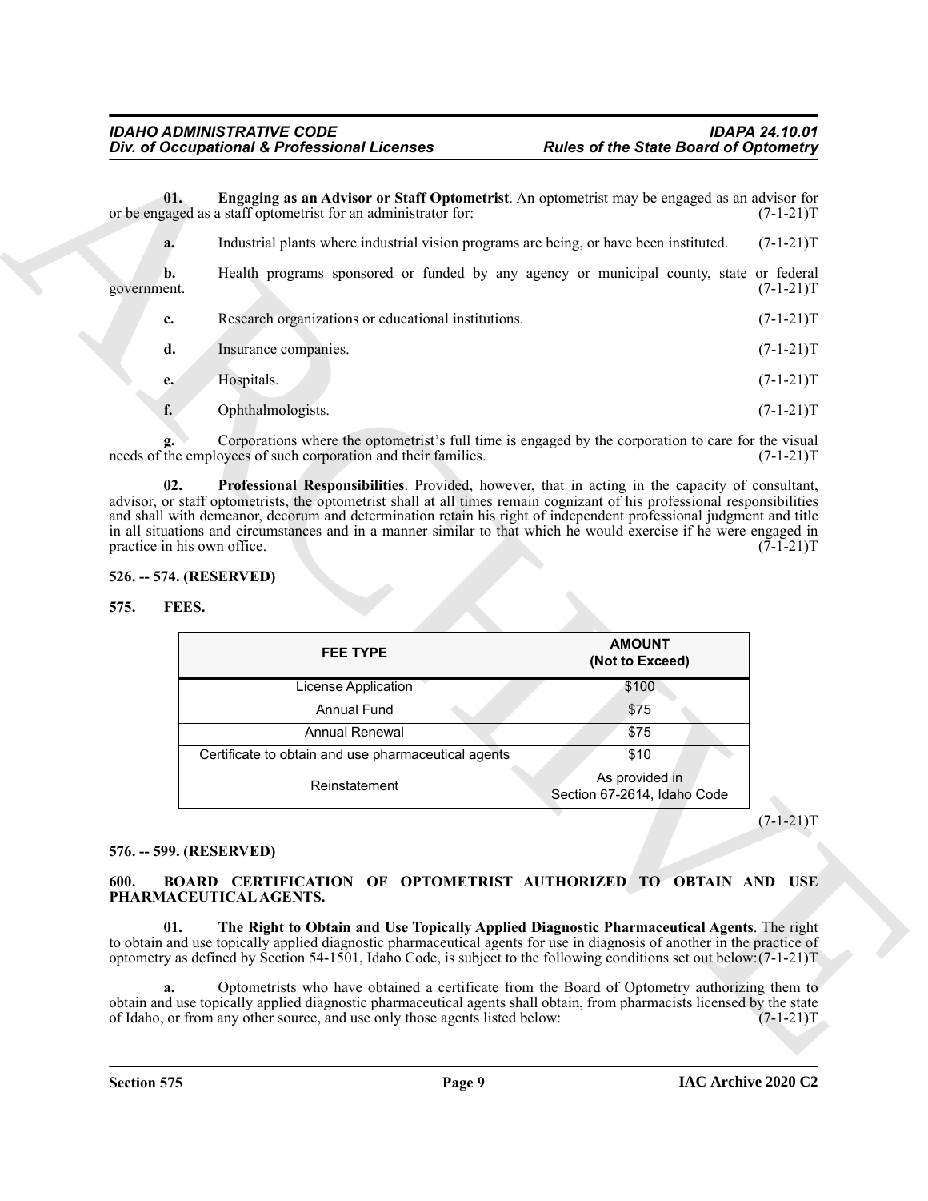**01. Engaging as an Advisor or Staff Optometrist**. An optometrist may be engaged as an advisor for or be engaged as a staff optometrist for an administrator for: (7-1-21)T

**a.** Industrial plants where industrial vision programs are being, or have been instituted. (7-1-21)T

**b.** Health programs sponsored or funded by any agency or municipal county, state or federal government. (7-1-21)T

**c.** Research organizations or educational institutions. (7-1-21)T

**d.** Insurance companies. (7-1-21)T

**e.** Hospitals. (7-1-21)T

**f.** Ophthalmologists. (7-1-21)T

**g.** Corporations where the optometrist's full time is engaged by the corporation to care for the visual needs of the employees of such corporation and their families. (7-1-21)T

**02. Professional Responsibilities**. Provided, however, that in acting in the capacity of consultant, advisor, or staff optometrists, the optometrist shall at all times remain cognizant of his professional responsibilities and shall with demeanor, decorum and determination retain his right of independent professional judgment and title in all situations and circumstances and in a manner similar to that which he would exercise if he were engaged in practice in his own office. (7-1-21)T

### 526. -- 574. (RESERVED)

### 575. FEES.

| FEE TYPE | AMOUNT (Not to Exceed) |
|---|---|
| License Application | $100 |
| Annual Fund | $75 |
| Annual Renewal | $75 |
| Certificate to obtain and use pharmaceutical agents | $10 |
| Reinstatement | As provided in Section 67-2614, Idaho Code |

(7-1-21)T

### 576. -- 599. (RESERVED)

### 600. BOARD CERTIFICATION OF OPTOMETRIST AUTHORIZED TO OBTAIN AND USE PHARMACEUTICAL AGENTS.

**01. The Right to Obtain and Use Topically Applied Diagnostic Pharmaceutical Agents**. The right to obtain and use topically applied diagnostic pharmaceutical agents for use in diagnosis of another in the practice of optometry as defined by Section 54-1501, Idaho Code, is subject to the following conditions set out below: (7-1-21)T

**a.** Optometrists who have obtained a certificate from the Board of Optometry authorizing them to obtain and use topically applied diagnostic pharmaceutical agents shall obtain, from pharmacists licensed by the state of Idaho, or from any other source, and use only those agents listed below: (7-1-21)T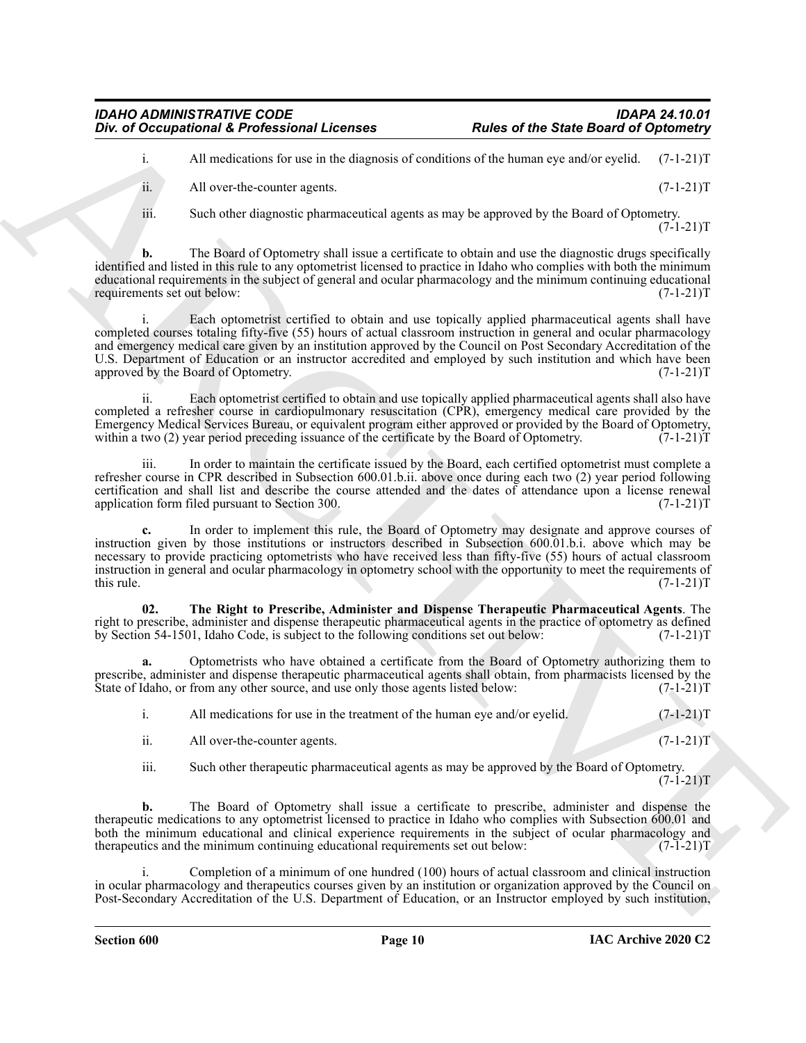i. All medications for use in the diagnosis of conditions of the human eye and/or eyelid. (7-1-21)T

ii. All over-the-counter agents. (7-1-21)T

iii. Such other diagnostic pharmaceutical agents as may be approved by the Board of Optometry. (7-1-21)T

**b.** The Board of Optometry shall issue a certificate to obtain and use the diagnostic drugs specifically identified and listed in this rule to any optometrist licensed to practice in Idaho who complies with both the minimum educational requirements in the subject of general and ocular pharmacology and the minimum continuing educational requirements set out below: (7-1-21)T

i. Each optometrist certified to obtain and use topically applied pharmaceutical agents shall have completed courses totaling fifty-five (55) hours of actual classroom instruction in general and ocular pharmacology and emergency medical care given by an institution approved by the Council on Post Secondary Accreditation of the U.S. Department of Education or an instructor accredited and employed by such institution and which have been approved by the Board of Optometry. (7-1-21)T

ii. Each optometrist certified to obtain and use topically applied pharmaceutical agents shall also have completed a refresher course in cardiopulmonary resuscitation (CPR), emergency medical care provided by the Emergency Medical Services Bureau, or equivalent program either approved or provided by the Board of Optometry, within a two (2) year period preceding issuance of the certificate by the Board of Optometry. (7-1-21)T

iii. In order to maintain the certificate issued by the Board, each certified optometrist must complete a refresher course in CPR described in Subsection 600.01.b.ii. above once during each two (2) year period following certification and shall list and describe the course attended and the dates of attendance upon a license renewal application form filed pursuant to Section 300. (7-1-21)T

**c.** In order to implement this rule, the Board of Optometry may designate and approve courses of instruction given by those institutions or instructors described in Subsection 600.01.b.i. above which may be necessary to provide practicing optometrists who have received less than fifty-five (55) hours of actual classroom instruction in general and ocular pharmacology in optometry school with the opportunity to meet the requirements of this rule. (7-1-21)T

**02. The Right to Prescribe, Administer and Dispense Therapeutic Pharmaceutical Agents**. The right to prescribe, administer and dispense therapeutic pharmaceutical agents in the practice of optometry as defined by Section 54-1501, Idaho Code, is subject to the following conditions set out below: (7-1-21)T

**a.** Optometrists who have obtained a certificate from the Board of Optometry authorizing them to prescribe, administer and dispense therapeutic pharmaceutical agents shall obtain, from pharmacists licensed by the State of Idaho, or from any other source, and use only those agents listed below: (7-1-21)T

i. All medications for use in the treatment of the human eye and/or eyelid. (7-1-21)T

ii. All over-the-counter agents. (7-1-21)T

iii. Such other therapeutic pharmaceutical agents as may be approved by the Board of Optometry. (7-1-21)T

**b.** The Board of Optometry shall issue a certificate to prescribe, administer and dispense the therapeutic medications to any optometrist licensed to practice in Idaho who complies with Subsection 600.01 and both the minimum educational and clinical experience requirements in the subject of ocular pharmacology and therapeutics and the minimum continuing educational requirements set out below: (7-1-21)T

i. Completion of a minimum of one hundred (100) hours of actual classroom and clinical instruction in ocular pharmacology and therapeutics courses given by an institution or organization approved by the Council on Post-Secondary Accreditation of the U.S. Department of Education, or an Instructor employed by such institution,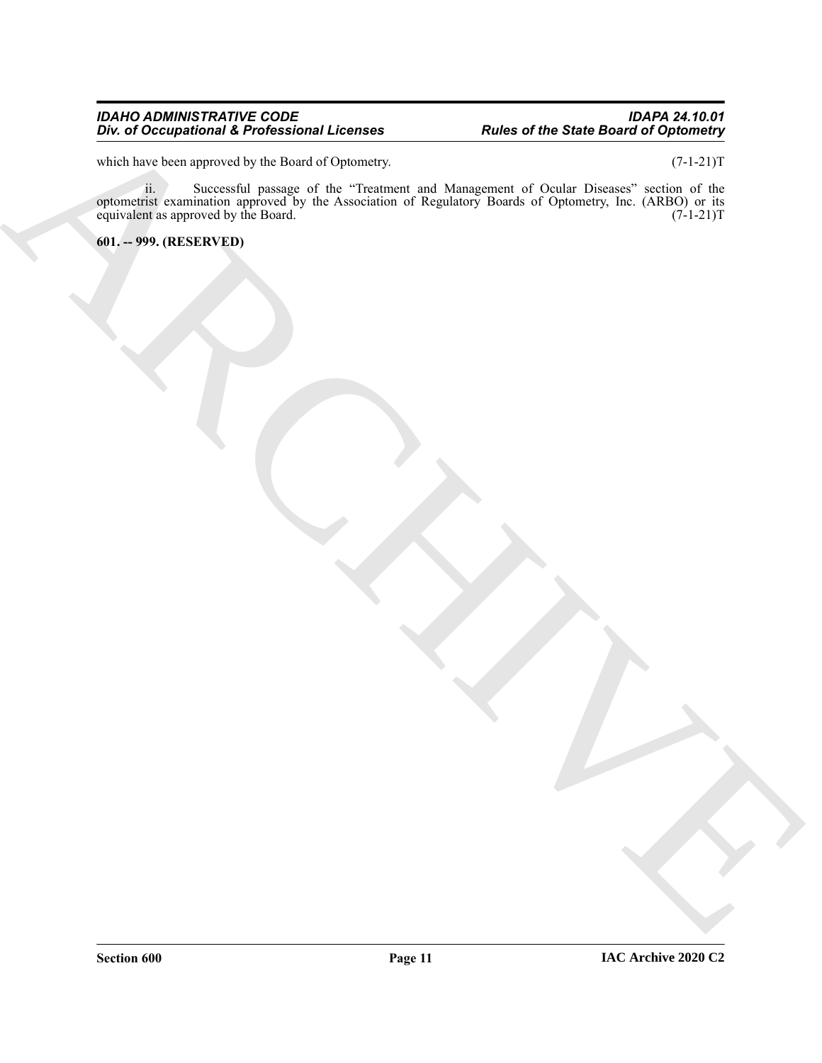which have been approved by the Board of Optometry. (7-1-21)T

ii. Successful passage of the "Treatment and Management of Ocular Diseases" section of the optometrist examination approved by the Association of Regulatory Boards of Optometry, Inc. (ARBO) or its equivalent as approved by the Board. (7-1-21)T

**601. -- 999. (RESERVED)**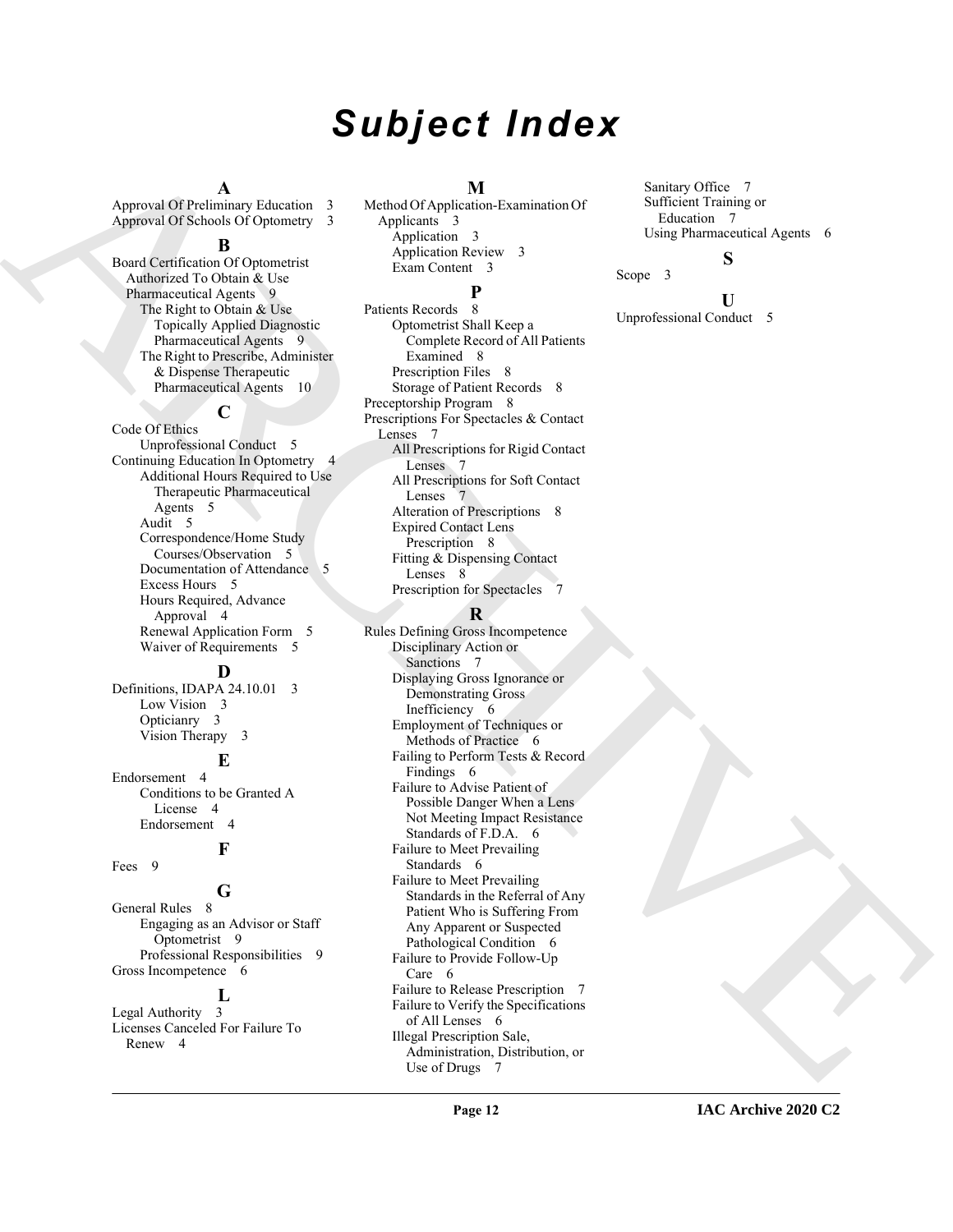# Subject Index

**A**

Approval Of Preliminary Education 3
Approval Of Schools Of Optometry 3

**B**

Board Certification Of Optometrist Authorized To Obtain & Use Pharmaceutical Agents 9
- The Right to Obtain & Use Topically Applied Diagnostic Pharmaceutical Agents 9
- The Right to Prescribe, Administer & Dispense Therapeutic Pharmaceutical Agents 10

**C**

Code Of Ethics
- Unprofessional Conduct 5

Continuing Education In Optometry 4
- Additional Hours Required to Use Therapeutic Pharmaceutical Agents 5
- Audit 5
- Correspondence/Home Study Courses/Observation 5
- Documentation of Attendance 5
- Excess Hours 5
- Hours Required, Advance Approval 4
- Renewal Application Form 5
- Waiver of Requirements 5

**D**

Definitions, IDAPA 24.10.01 3
- Low Vision 3
- Opticianry 3
- Vision Therapy 3

**E**

Endorsement 4
- Conditions to be Granted A License 4
- Endorsement 4

**F**

Fees 9

**G**

General Rules 8
- Engaging as an Advisor or Staff Optometrist 9
- Professional Responsibilities 9

Gross Incompetence 6

**L**

Legal Authority 3
Licenses Canceled For Failure To Renew 4

**M**

Method Of Application-Examination Of Applicants 3
- Application 3
- Application Review 3
- Exam Content 3

**P**

Patients Records 8
- Optometrist Shall Keep a Complete Record of All Patients Examined 8
- Prescription Files 8
- Storage of Patient Records 8

Preceptorship Program 8
Prescriptions For Spectacles & Contact Lenses 7
- All Prescriptions for Rigid Contact Lenses 7
- All Prescriptions for Soft Contact Lenses 7
- Alteration of Prescriptions 8
- Expired Contact Lens Prescription 8
- Fitting & Dispensing Contact Lenses 8
- Prescription for Spectacles 7

**R**

Rules Defining Gross Incompetence
- Disciplinary Action or Sanctions 7
- Displaying Gross Ignorance or Demonstrating Gross Inefficiency 6
- Employment of Techniques or Methods of Practice 6
- Failing to Perform Tests & Record Findings 6
- Failure to Advise Patient of Possible Danger When a Lens Not Meeting Impact Resistance Standards of F.D.A. 6
- Failure to Meet Prevailing Standards 6
- Failure to Meet Prevailing Standards in the Referral of Any Patient Who is Suffering From Any Apparent or Suspected Pathological Condition 6
- Failure to Provide Follow-Up Care 6
- Failure to Release Prescription 7
- Failure to Verify the Specifications of All Lenses 6
- Illegal Prescription Sale, Administration, Distribution, or Use of Drugs 7
- Sanitary Office 7
- Sufficient Training or Education 7
- Using Pharmaceutical Agents 6

**S**

Scope 3

**U**

Unprofessional Conduct 5